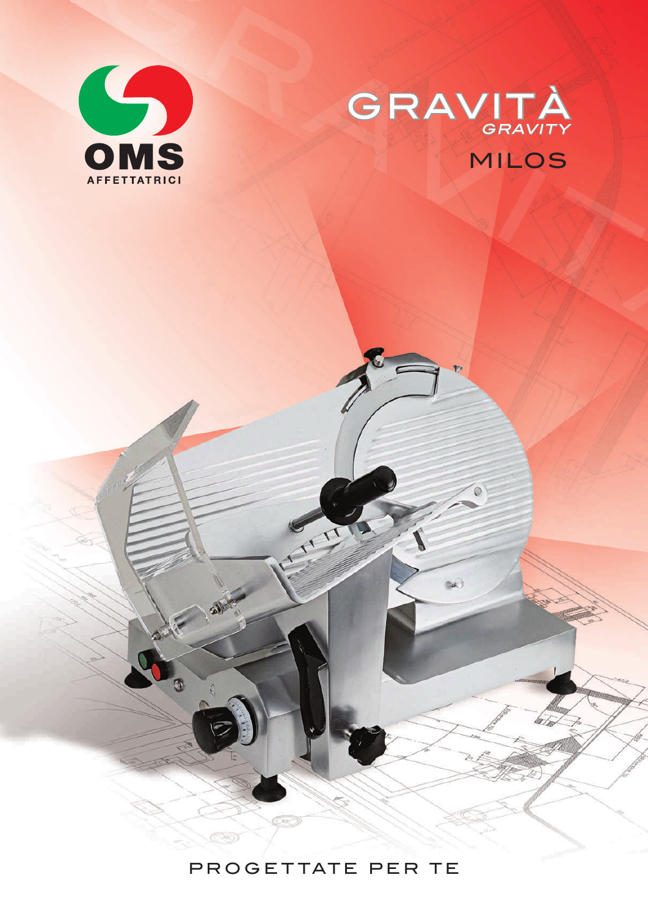OMS

AFFETTATRICI

# GRAVITÀ

*GRAVITY*

## MILOS

PROGETTATE PER TE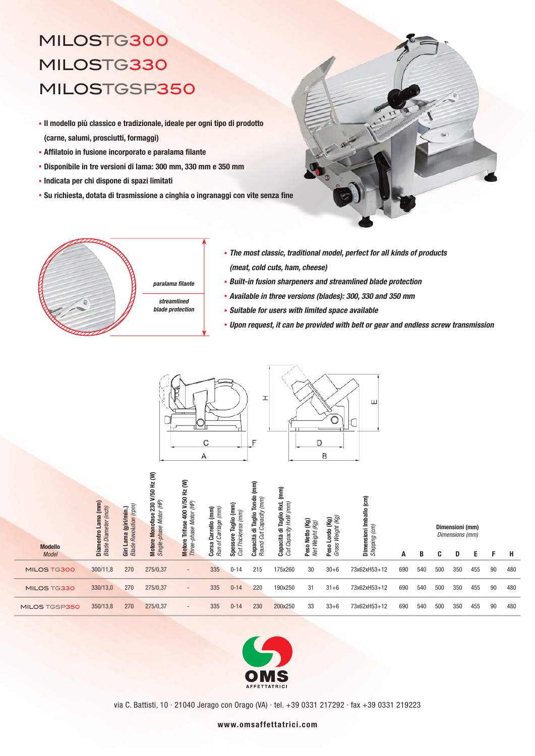# MILOSTG300
# MILOSTG330
# MILOSTGSP350

- **Il modello più classico e tradizionale, ideale per ogni tipo di prodotto (carne, salumi, prosciutti, formaggi)**
- **Affilatoio in fusione incorporato e paralama filante**
- **Disponibile in tre versioni di lama: 300 mm, 330 mm e 350 mm**
- **Indicata per chi dispone di spazi limitati**
- **Su richiesta, dotata di trasmissione a cinghia o ingranaggi con vite senza fine**

*paralama filante*

*streamlined blade protection*

- ***The most classic, traditional model, perfect for all kinds of products (meat, cold cuts, ham, cheese)***
- ***Built-in fusion sharpeners and streamlined blade protection***
- ***Available in three versions (blades): 300, 330 and 350 mm***
- ***Suitable for users with limited space available***
- ***Upon request, it can be provided with belt or gear and endless screw transmission***

H

E

C

F

A

D

B

| Modello *Model* | Diametro Lama (mm) *Blade Diameter (inch)* | Giri Lama (giri/min.) *Blade Revolution (rpm)* | Motore Monofase 230 V/50 Hz (W) *Single-phase Motor (HP)* | Motore Trifase 400 V/50 Hz (W) *Three-phase Motor (HP)* | Corsa Carrello (mm) *Run of Carriage (mm)* | Spessore Taglio (mm) *Cut Thickness (mm)* | Capacità di Taglio Tondo (mm) *Round Cut Capacity (mm)* | Capacità di Taglio HxL (mm) *Cut Capacity HxW (mm)* | Peso Netto (Kg) *Net Weight (Kg)* | Peso Lordo (Kg) *Gross Weight (Kg)* | Dimensioni Imballo (cm) *Shipping (cm)* | Dimensioni (mm) *Dimensions (mm)* A | B | C | D | E | F | H |
|---|---|---|---|---|---|---|---|---|---|---|---|---|---|---|---|---|---|---|
| MILOS TG300 | 300/11,8 | 270 | 275/0,37 | - | 335 | 0-14 | 215 | 175x260 | 30 | 30+6 | 73x62xH53+12 | 690 | 540 | 500 | 350 | 455 | 90 | 480 |
| MILOS TG330 | 330/13,0 | 270 | 275/0,37 | - | 335 | 0-14 | 220 | 190x250 | 31 | 31+6 | 73x62xH53+12 | 690 | 540 | 500 | 350 | 455 | 90 | 480 |
| MILOS TGSP350 | 350/13,8 | 270 | 275/0,37 | - | 335 | 0-14 | 230 | 200x250 | 33 | 33+6 | 73x62xH53+12 | 690 | 540 | 500 | 350 | 455 | 90 | 480 |

OMS
AFFETTATRICI

via C. Battisti, 10 · 21040 Jerago con Orago (VA) · tel. +39 0331 217292 · fax +39 0331 219223

**www.omsaffettatrici.com**